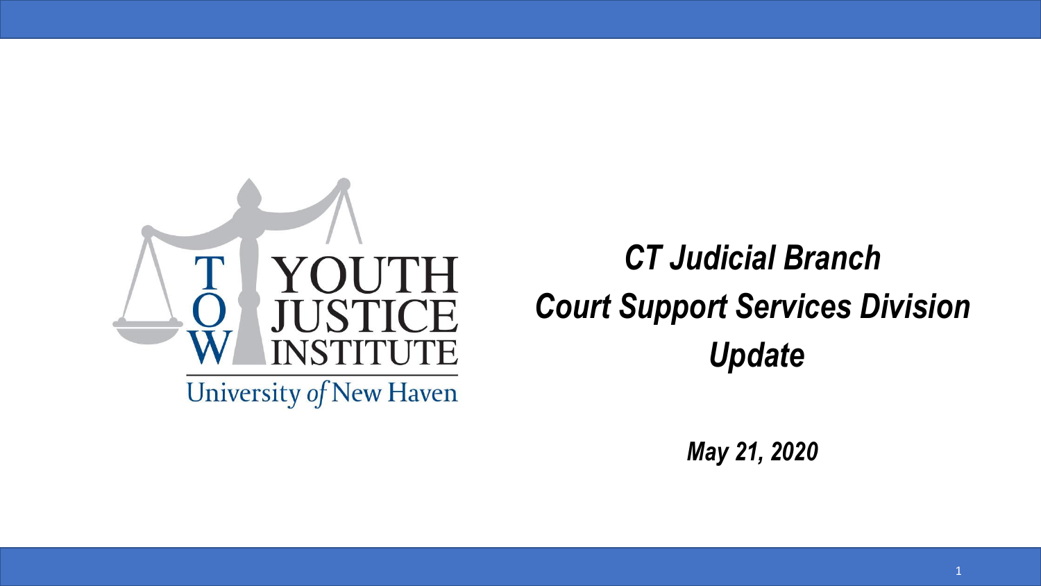TOW YOUTH JUSTICE INSTITUTE

University of New Haven

# *CT Judicial Branch Court Support Services Division Update*

***May 21, 2020***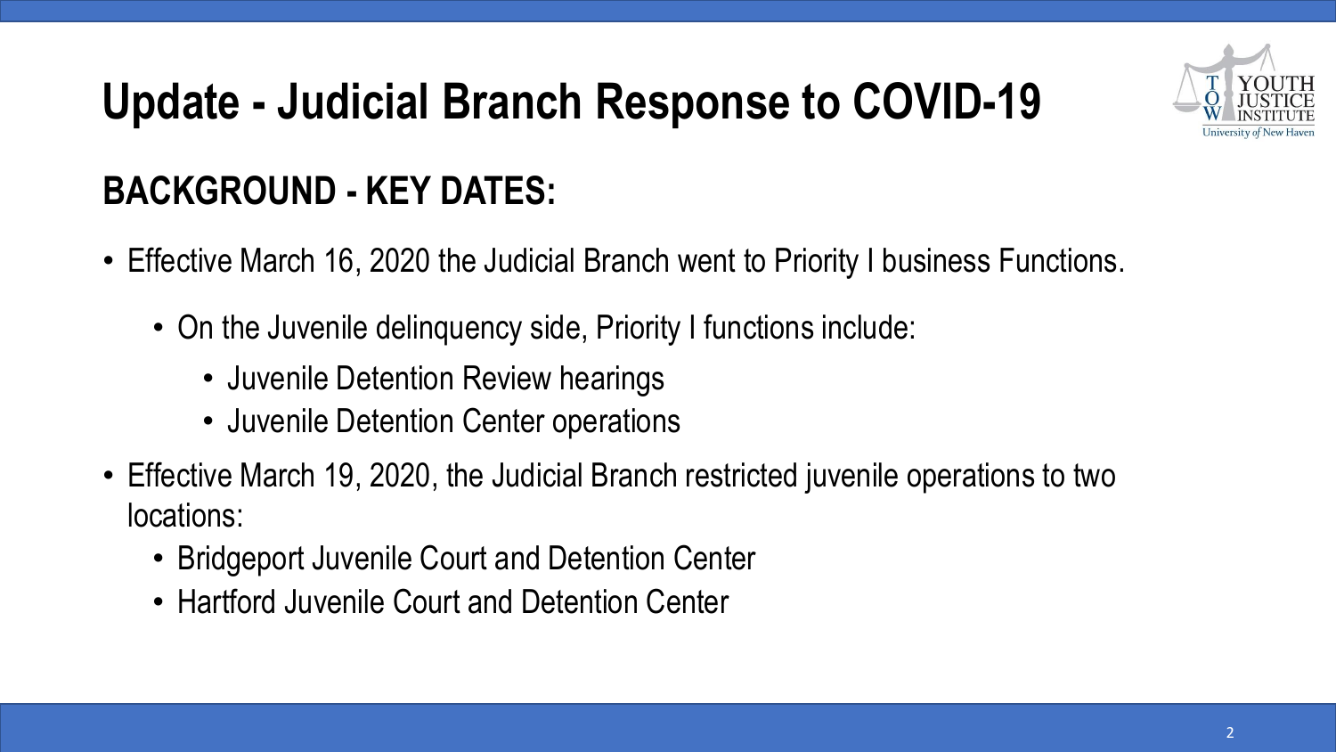# Update - Judicial Branch Response to COVID-19

## BACKGROUND - KEY DATES:

- Effective March 16, 2020 the Judicial Branch went to Priority I business Functions.
  - On the Juvenile delinquency side, Priority I functions include:
    - Juvenile Detention Review hearings
    - Juvenile Detention Center operations
- Effective March 19, 2020, the Judicial Branch restricted juvenile operations to two locations:
  - Bridgeport Juvenile Court and Detention Center
  - Hartford Juvenile Court and Detention Center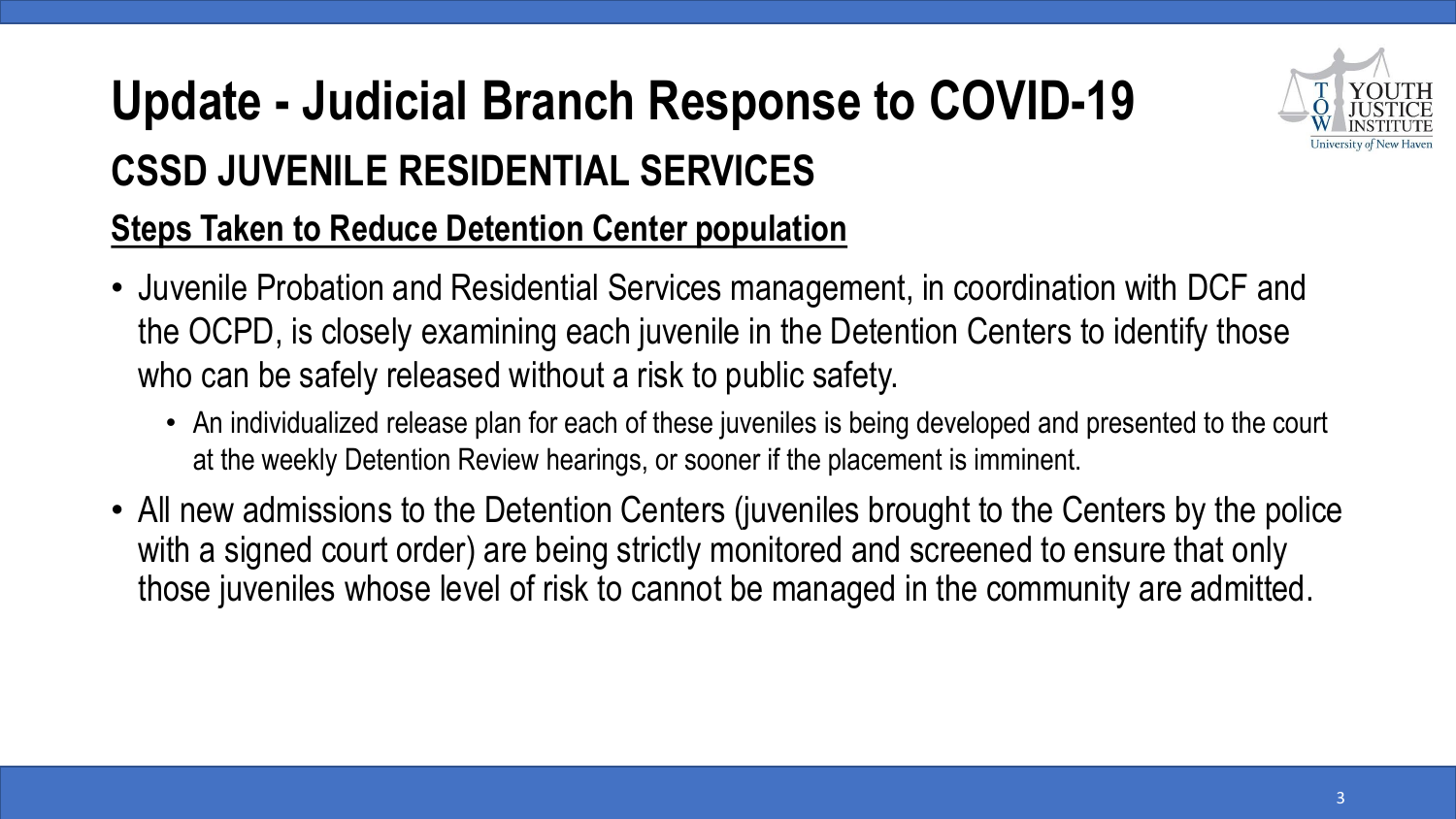# Update - Judicial Branch Response to COVID-19

## CSSD JUVENILE RESIDENTIAL SERVICES

### Steps Taken to Reduce Detention Center population

- Juvenile Probation and Residential Services management, in coordination with DCF and the OCPD, is closely examining each juvenile in the Detention Centers to identify those who can be safely released without a risk to public safety.
  - An individualized release plan for each of these juveniles is being developed and presented to the court at the weekly Detention Review hearings, or sooner if the placement is imminent.
- All new admissions to the Detention Centers (juveniles brought to the Centers by the police with a signed court order) are being strictly monitored and screened to ensure that only those juveniles whose level of risk to cannot be managed in the community are admitted.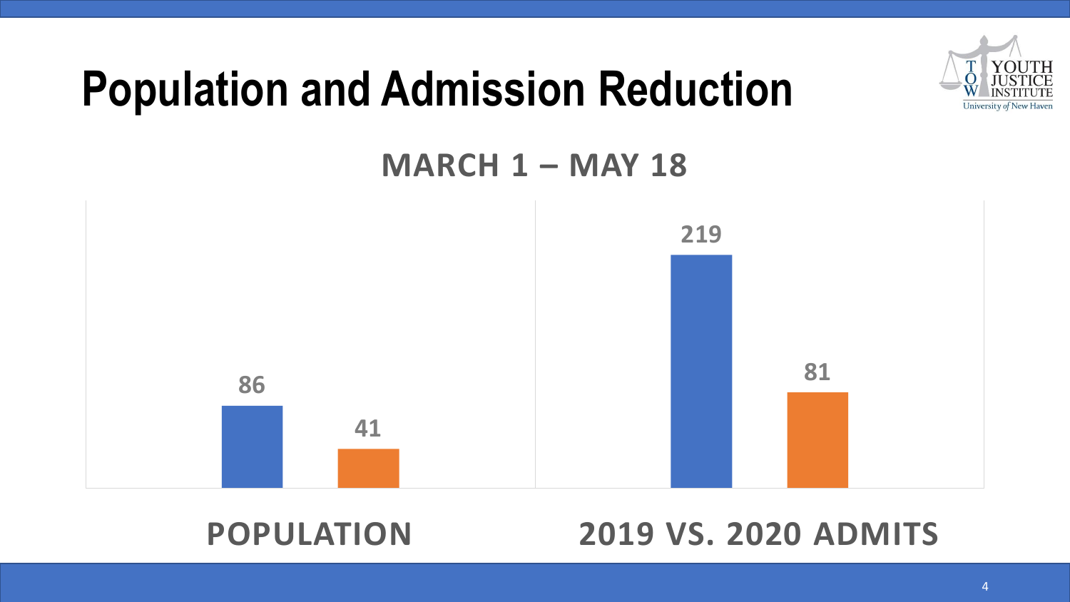# Population and Admission Reduction

**MARCH 1 – MAY 18**

| | Blue | Orange |
| --- | --- | --- |
| POPULATION | 86 | 41 |
| 2019 VS. 2020 ADMITS | 219 | 81 |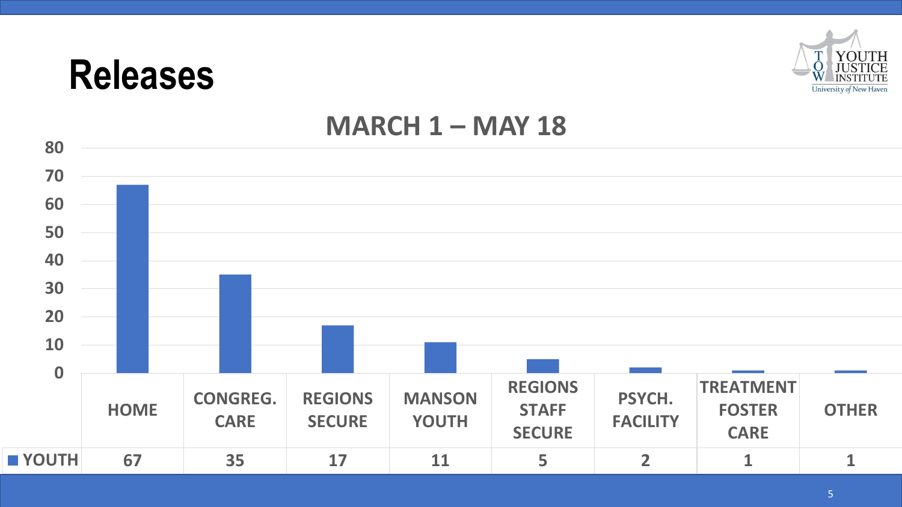# Releases

## MARCH 1 – MAY 18

| | HOME | CONGREG. CARE | REGIONS SECURE | MANSON YOUTH | REGIONS STAFF SECURE | PSYCH. FACILITY | TREATMENT FOSTER CARE | OTHER |
|---|---|---|---|---|---|---|---|---|
| YOUTH | 67 | 35 | 17 | 11 | 5 | 2 | 1 | 1 |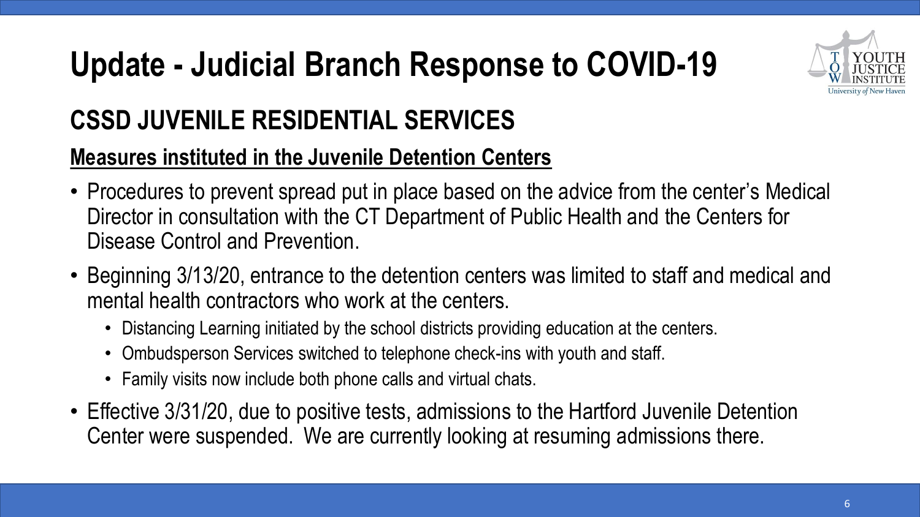# Update - Judicial Branch Response to COVID-19

## CSSD JUVENILE RESIDENTIAL SERVICES

**Measures instituted in the Juvenile Detention Centers**

- Procedures to prevent spread put in place based on the advice from the center's Medical Director in consultation with the CT Department of Public Health and the Centers for Disease Control and Prevention.
- Beginning 3/13/20, entrance to the detention centers was limited to staff and medical and mental health contractors who work at the centers.
  - Distancing Learning initiated by the school districts providing education at the centers.
  - Ombudsperson Services switched to telephone check-ins with youth and staff.
  - Family visits now include both phone calls and virtual chats.
- Effective 3/31/20, due to positive tests, admissions to the Hartford Juvenile Detention Center were suspended. We are currently looking at resuming admissions there.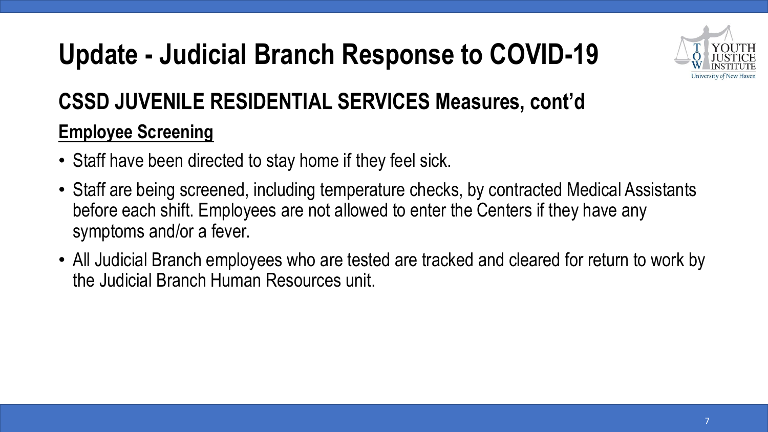# Update - Judicial Branch Response to COVID-19

## CSSD JUVENILE RESIDENTIAL SERVICES Measures, cont'd

### Employee Screening

- Staff have been directed to stay home if they feel sick.
- Staff are being screened, including temperature checks, by contracted Medical Assistants before each shift. Employees are not allowed to enter the Centers if they have any symptoms and/or a fever.
- All Judicial Branch employees who are tested are tracked and cleared for return to work by the Judicial Branch Human Resources unit.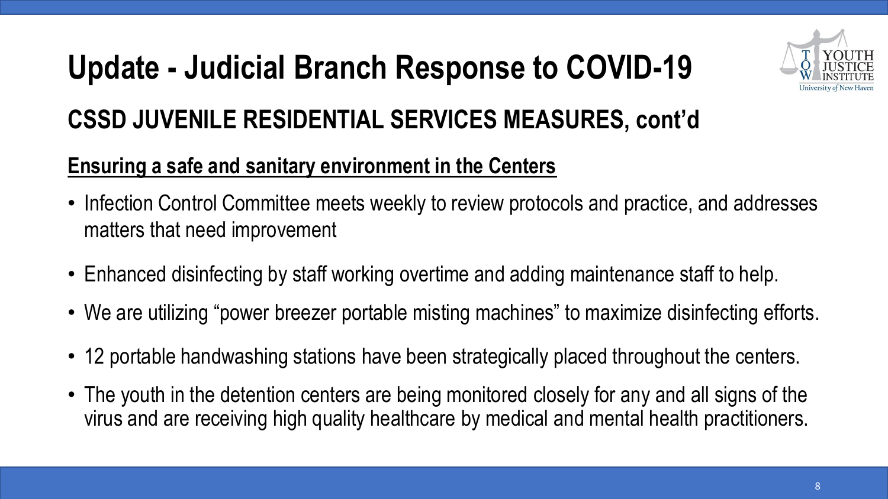# Update - Judicial Branch Response to COVID-19

## CSSD JUVENILE RESIDENTIAL SERVICES MEASURES, cont'd

### Ensuring a safe and sanitary environment in the Centers

- Infection Control Committee meets weekly to review protocols and practice, and addresses matters that need improvement
- Enhanced disinfecting by staff working overtime and adding maintenance staff to help.
- We are utilizing "power breezer portable misting machines" to maximize disinfecting efforts.
- 12 portable handwashing stations have been strategically placed throughout the centers.
- The youth in the detention centers are being monitored closely for any and all signs of the virus and are receiving high quality healthcare by medical and mental health practitioners.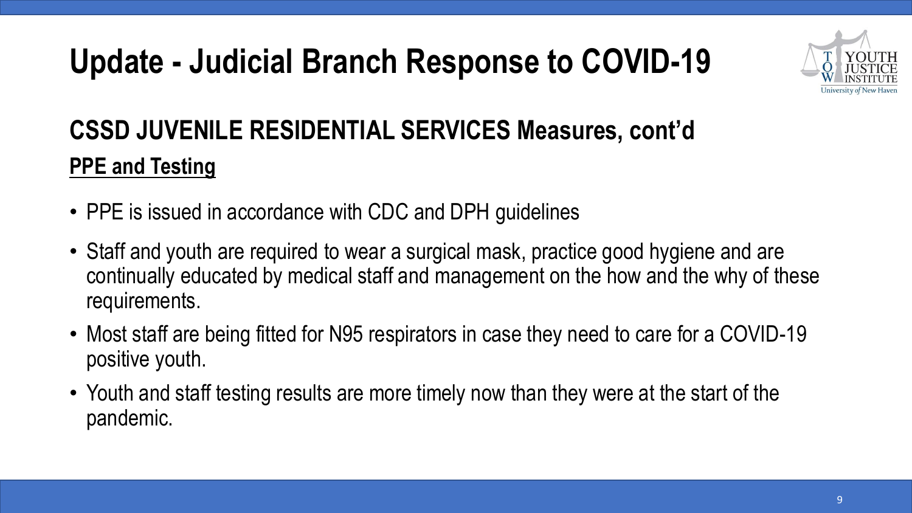# Update - Judicial Branch Response to COVID-19

## CSSD JUVENILE RESIDENTIAL SERVICES Measures, cont'd

### PPE and Testing

- PPE is issued in accordance with CDC and DPH guidelines
- Staff and youth are required to wear a surgical mask, practice good hygiene and are continually educated by medical staff and management on the how and the why of these requirements.
- Most staff are being fitted for N95 respirators in case they need to care for a COVID-19 positive youth.
- Youth and staff testing results are more timely now than they were at the start of the pandemic.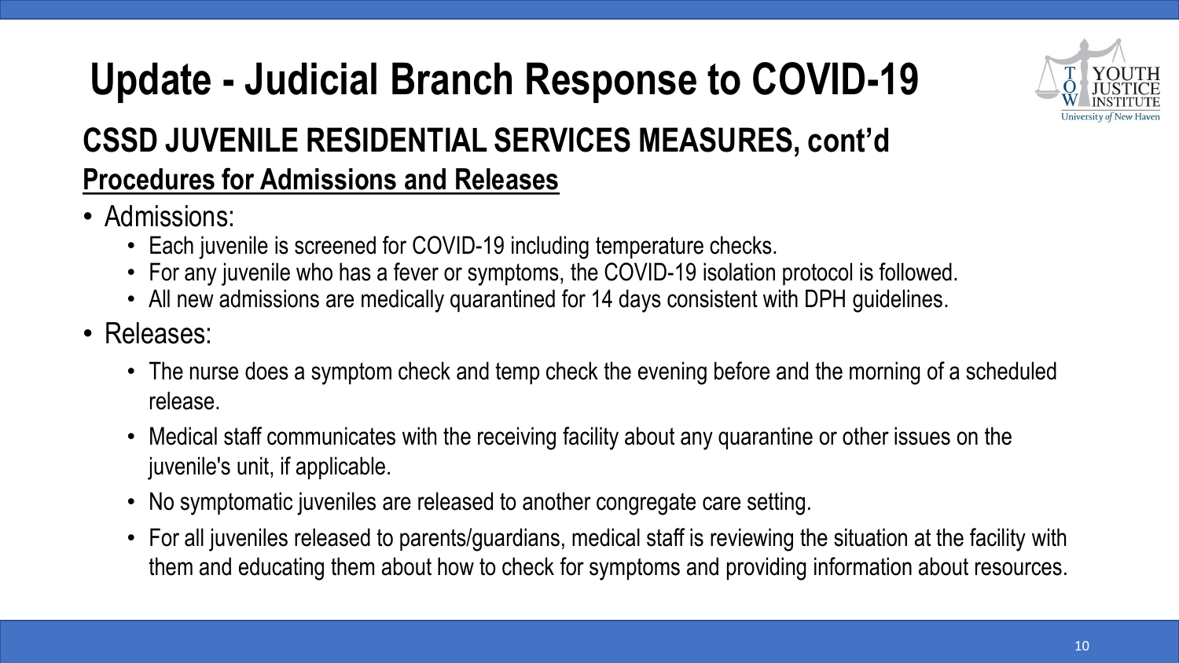# Update - Judicial Branch Response to COVID-19

## CSSD JUVENILE RESIDENTIAL SERVICES MEASURES, cont'd

### Procedures for Admissions and Releases

- Admissions:
  - Each juvenile is screened for COVID-19 including temperature checks.
  - For any juvenile who has a fever or symptoms, the COVID-19 isolation protocol is followed.
  - All new admissions are medically quarantined for 14 days consistent with DPH guidelines.
- Releases:
  - The nurse does a symptom check and temp check the evening before and the morning of a scheduled release.
  - Medical staff communicates with the receiving facility about any quarantine or other issues on the juvenile's unit, if applicable.
  - No symptomatic juveniles are released to another congregate care setting.
  - For all juveniles released to parents/guardians, medical staff is reviewing the situation at the facility with them and educating them about how to check for symptoms and providing information about resources.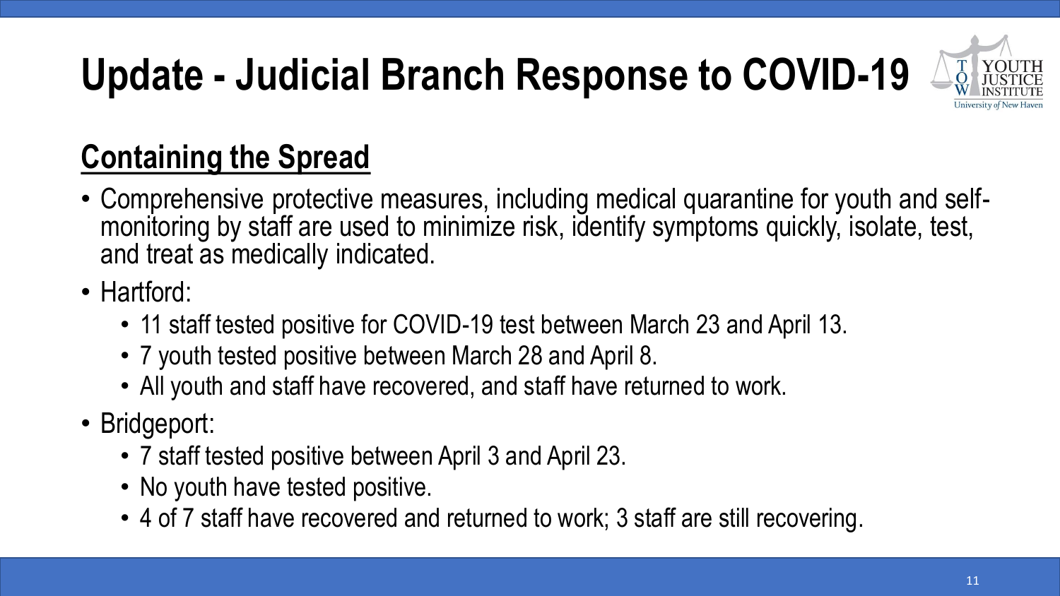# Update - Judicial Branch Response to COVID-19

## Containing the Spread

- Comprehensive protective measures, including medical quarantine for youth and self-monitoring by staff are used to minimize risk, identify symptoms quickly, isolate, test, and treat as medically indicated.
- Hartford:
  - 11 staff tested positive for COVID-19 test between March 23 and April 13.
  - 7 youth tested positive between March 28 and April 8.
  - All youth and staff have recovered, and staff have returned to work.
- Bridgeport:
  - 7 staff tested positive between April 3 and April 23.
  - No youth have tested positive.
  - 4 of 7 staff have recovered and returned to work; 3 staff are still recovering.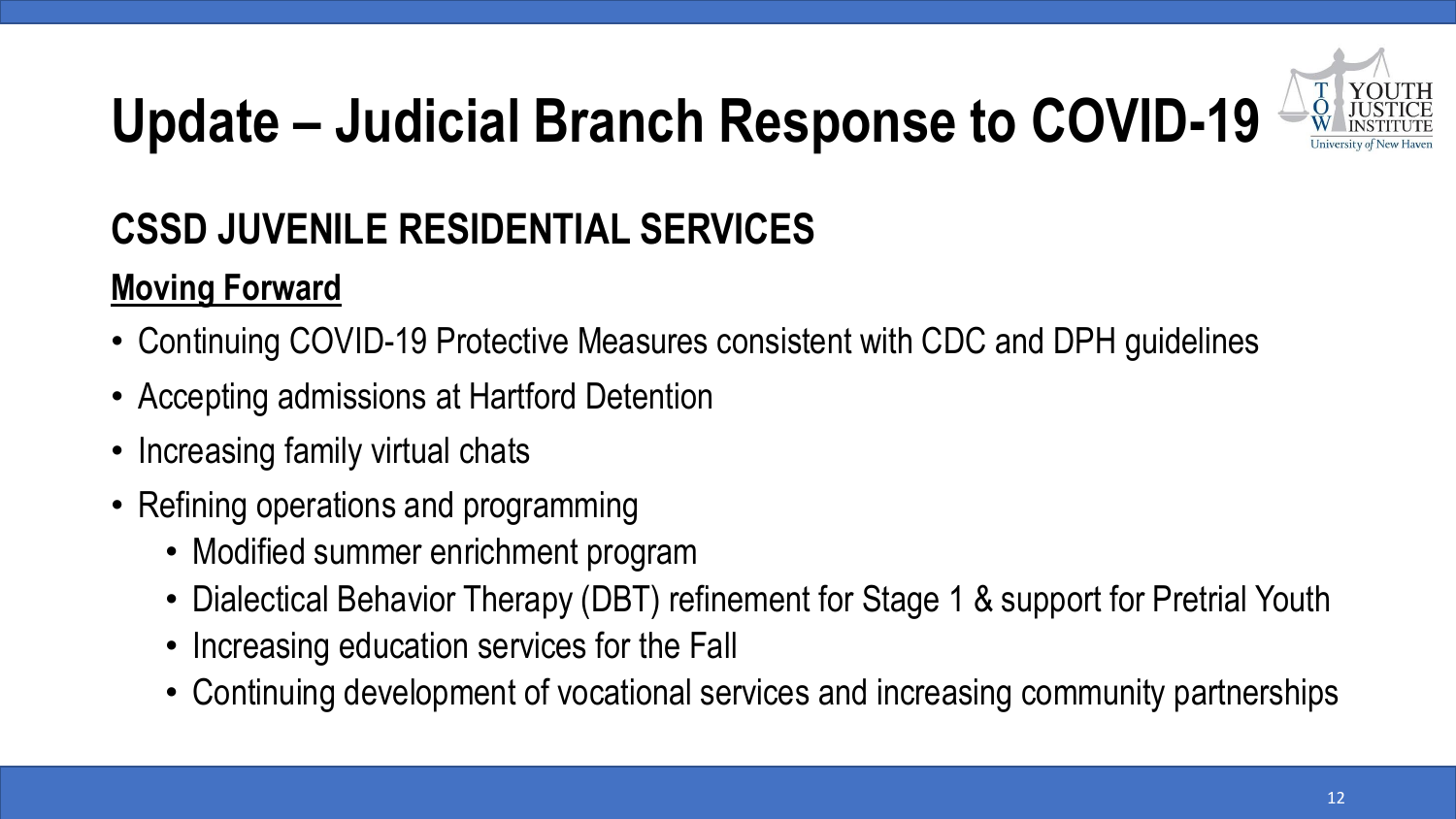# Update – Judicial Branch Response to COVID-19

## CSSD JUVENILE RESIDENTIAL SERVICES

**Moving Forward**

- Continuing COVID-19 Protective Measures consistent with CDC and DPH guidelines
- Accepting admissions at Hartford Detention
- Increasing family virtual chats
- Refining operations and programming
  - Modified summer enrichment program
  - Dialectical Behavior Therapy (DBT) refinement for Stage 1 & support for Pretrial Youth
  - Increasing education services for the Fall
  - Continuing development of vocational services and increasing community partnerships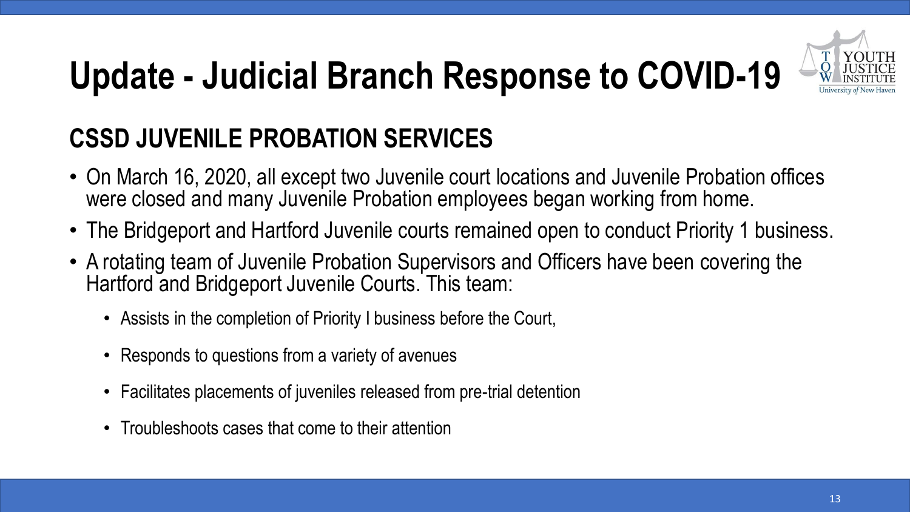# Update - Judicial Branch Response to COVID-19

## CSSD JUVENILE PROBATION SERVICES

- On March 16, 2020, all except two Juvenile court locations and Juvenile Probation offices were closed and many Juvenile Probation employees began working from home.
- The Bridgeport and Hartford Juvenile courts remained open to conduct Priority 1 business.
- A rotating team of Juvenile Probation Supervisors and Officers have been covering the Hartford and Bridgeport Juvenile Courts. This team:
  - Assists in the completion of Priority I business before the Court,
  - Responds to questions from a variety of avenues
  - Facilitates placements of juveniles released from pre-trial detention
  - Troubleshoots cases that come to their attention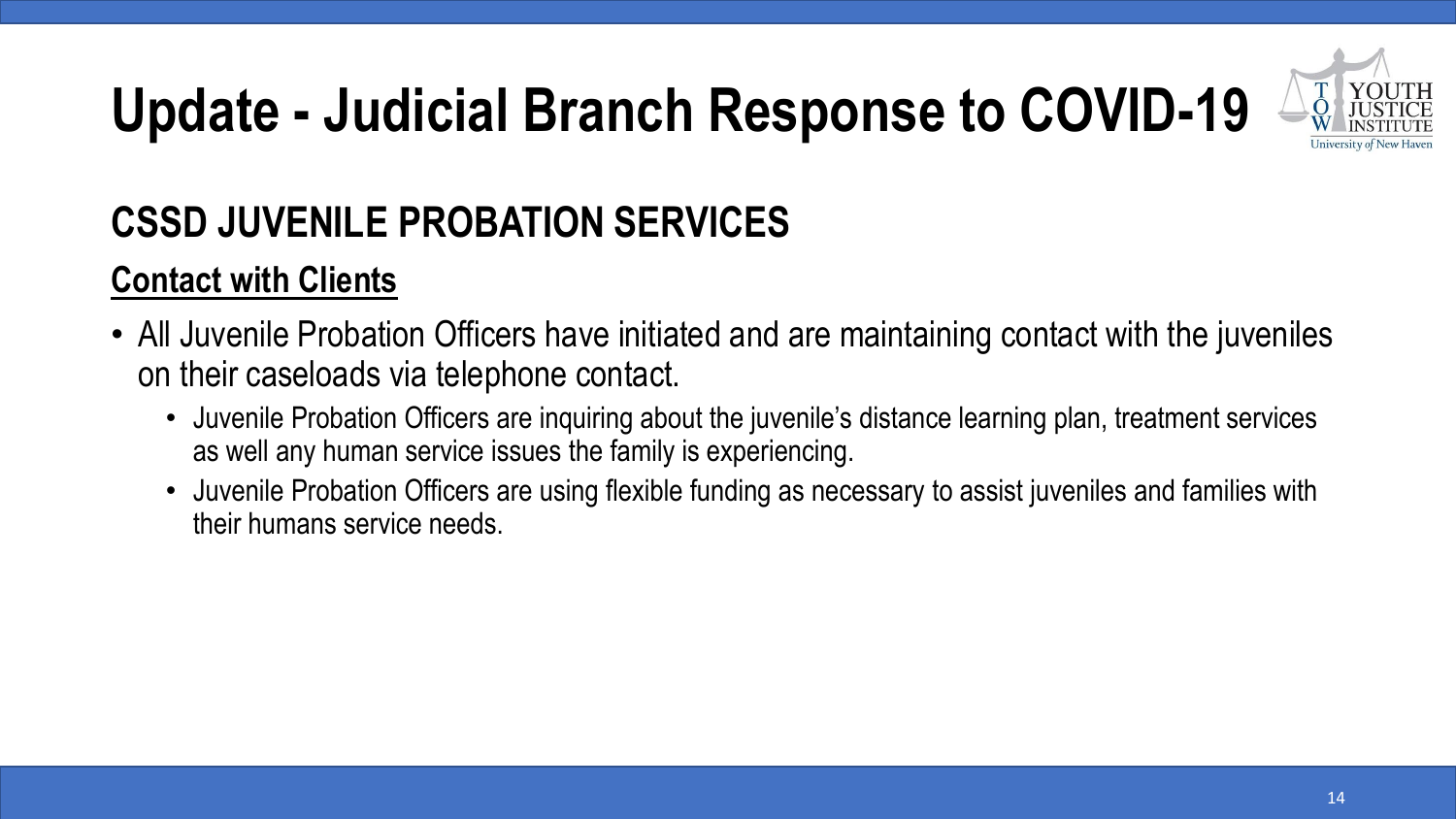# Update - Judicial Branch Response to COVID-19

## CSSD JUVENILE PROBATION SERVICES

### Contact with Clients

- All Juvenile Probation Officers have initiated and are maintaining contact with the juveniles on their caseloads via telephone contact.
  - Juvenile Probation Officers are inquiring about the juvenile's distance learning plan, treatment services as well any human service issues the family is experiencing.
  - Juvenile Probation Officers are using flexible funding as necessary to assist juveniles and families with their humans service needs.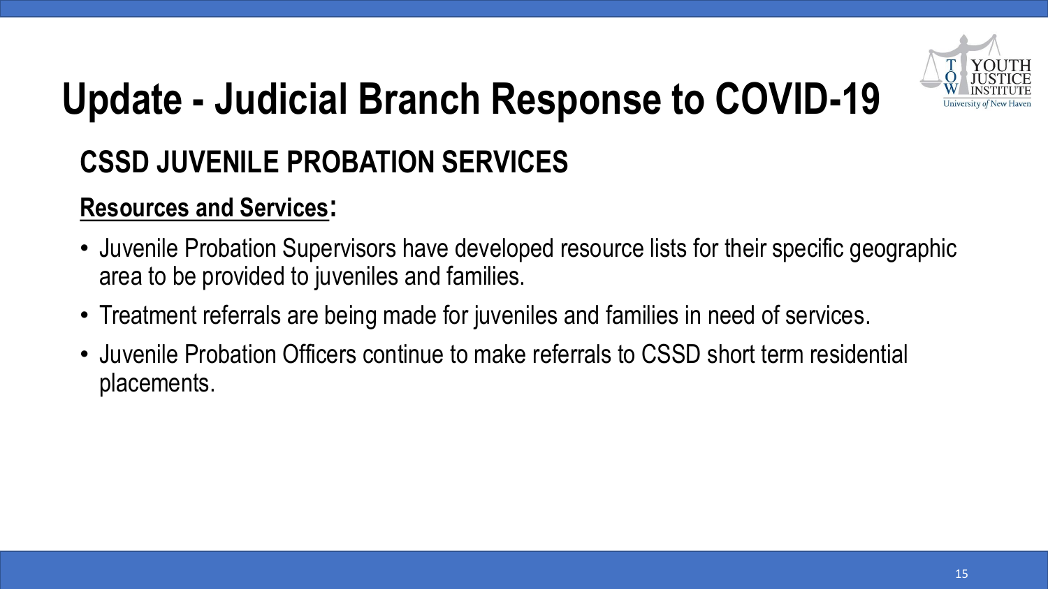# Update - Judicial Branch Response to COVID-19

## CSSD JUVENILE PROBATION SERVICES

### Resources and Services:

- Juvenile Probation Supervisors have developed resource lists for their specific geographic area to be provided to juveniles and families.
- Treatment referrals are being made for juveniles and families in need of services.
- Juvenile Probation Officers continue to make referrals to CSSD short term residential placements.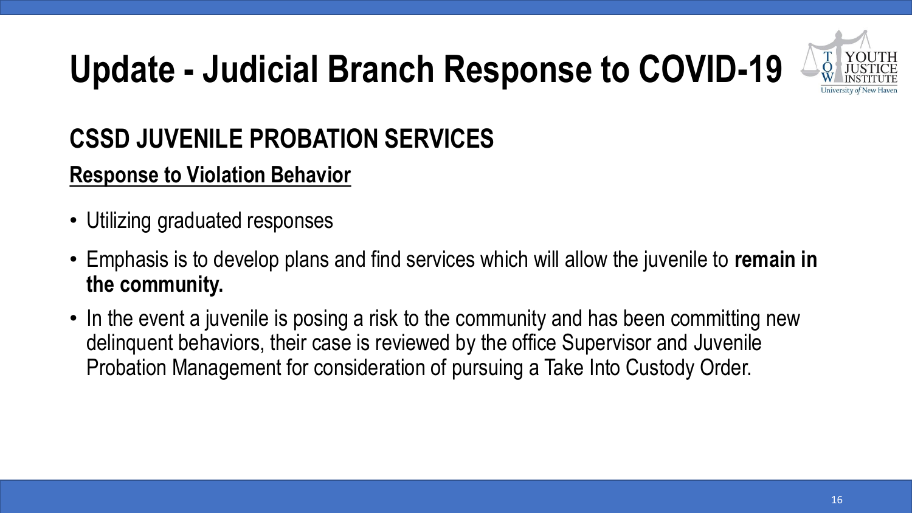# Update - Judicial Branch Response to COVID-19

## CSSD JUVENILE PROBATION SERVICES

### Response to Violation Behavior

- Utilizing graduated responses
- Emphasis is to develop plans and find services which will allow the juvenile to **remain in the community.**
- In the event a juvenile is posing a risk to the community and has been committing new delinquent behaviors, their case is reviewed by the office Supervisor and Juvenile Probation Management for consideration of pursuing a Take Into Custody Order.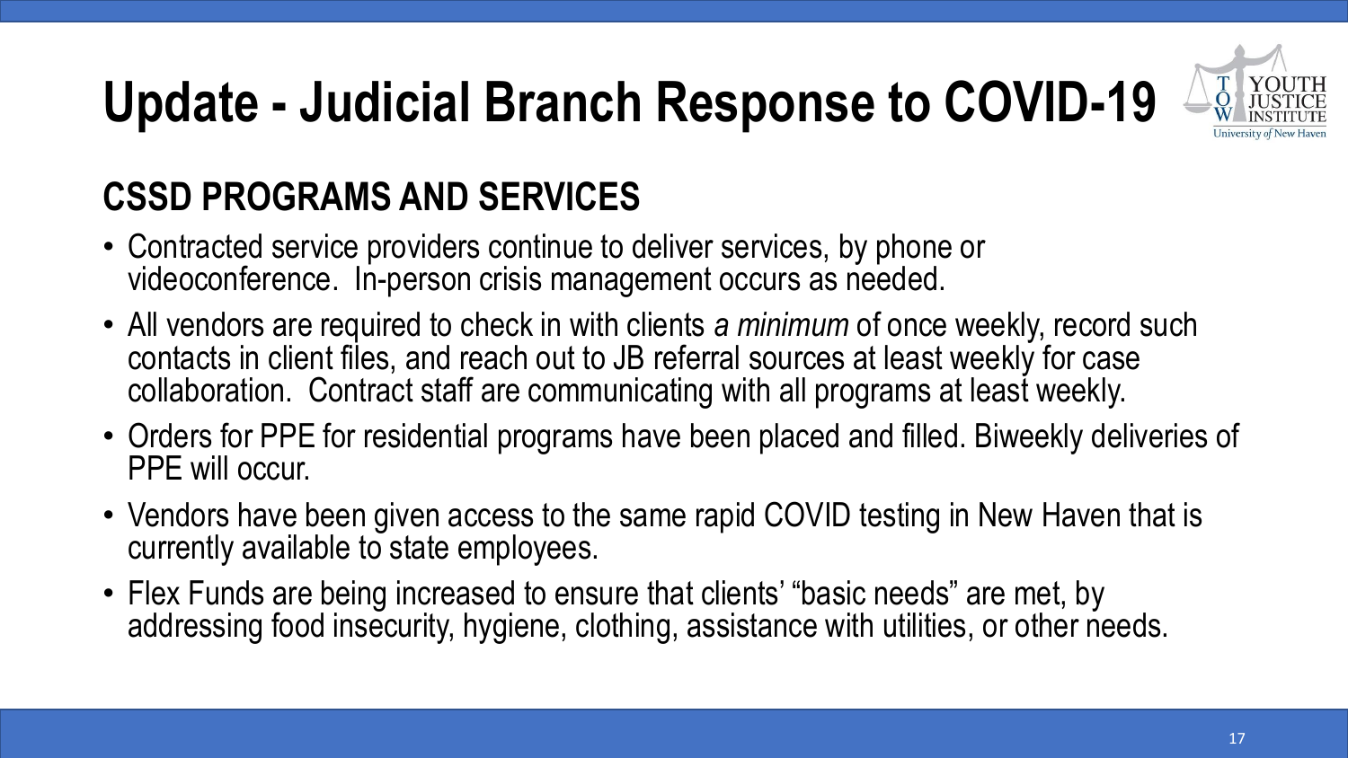# Update - Judicial Branch Response to COVID-19

## CSSD PROGRAMS AND SERVICES

- Contracted service providers continue to deliver services, by phone or videoconference. In-person crisis management occurs as needed.
- All vendors are required to check in with clients *a minimum* of once weekly, record such contacts in client files, and reach out to JB referral sources at least weekly for case collaboration. Contract staff are communicating with all programs at least weekly.
- Orders for PPE for residential programs have been placed and filled. Biweekly deliveries of PPE will occur.
- Vendors have been given access to the same rapid COVID testing in New Haven that is currently available to state employees.
- Flex Funds are being increased to ensure that clients' "basic needs" are met, by addressing food insecurity, hygiene, clothing, assistance with utilities, or other needs.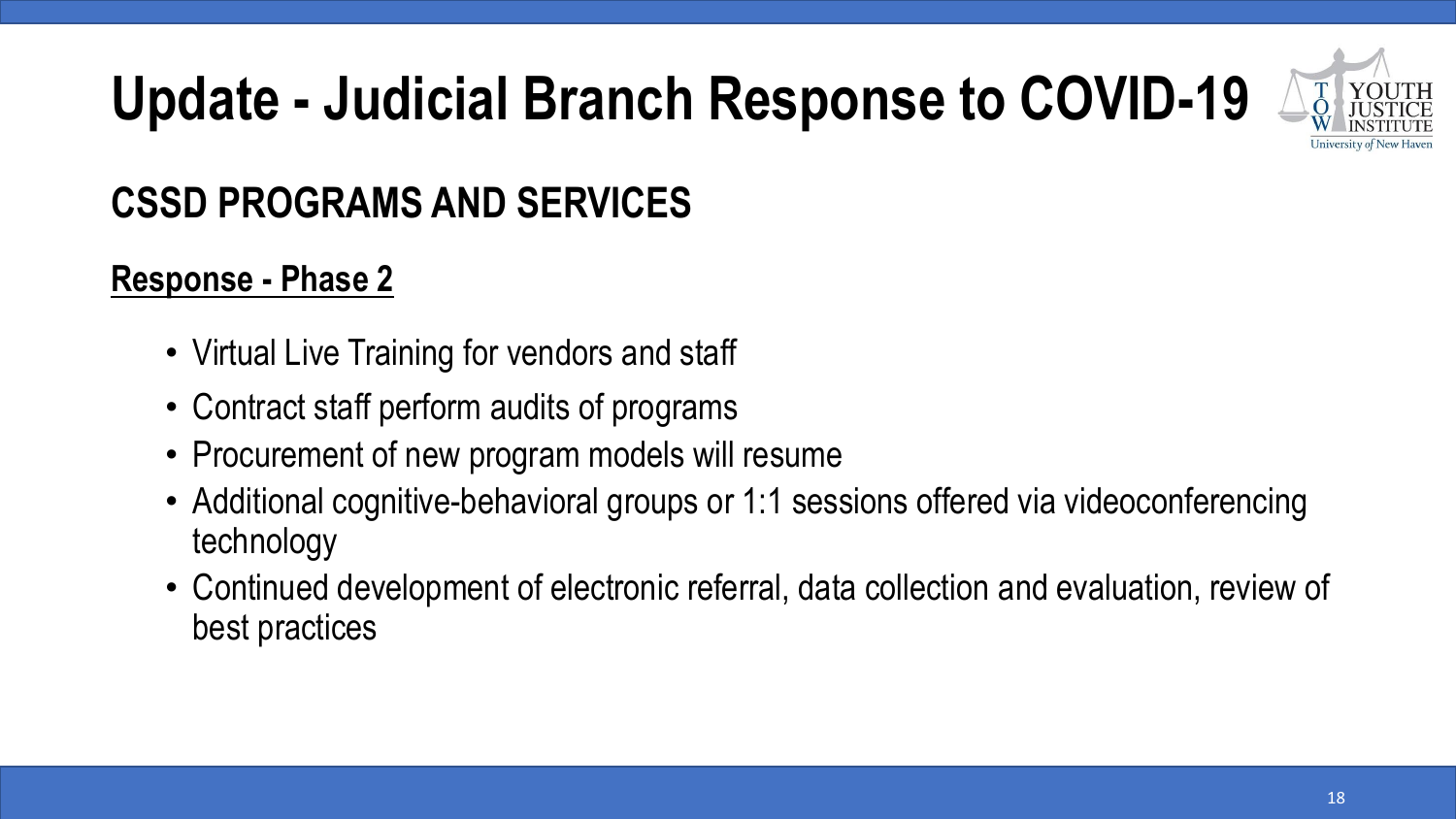# Update - Judicial Branch Response to COVID-19

## CSSD PROGRAMS AND SERVICES

### Response - Phase 2

- Virtual Live Training for vendors and staff
- Contract staff perform audits of programs
- Procurement of new program models will resume
- Additional cognitive-behavioral groups or 1:1 sessions offered via videoconferencing technology
- Continued development of electronic referral, data collection and evaluation, review of best practices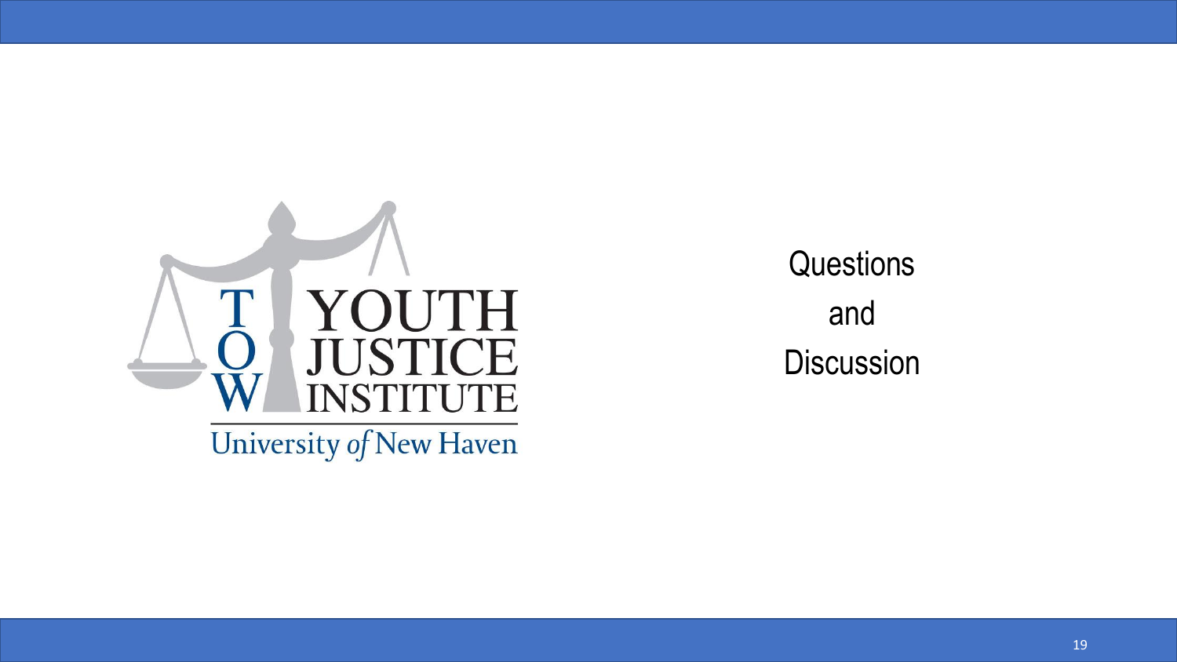TOW YOUTH JUSTICE INSTITUTE

University of New Haven

Questions

and

Discussion